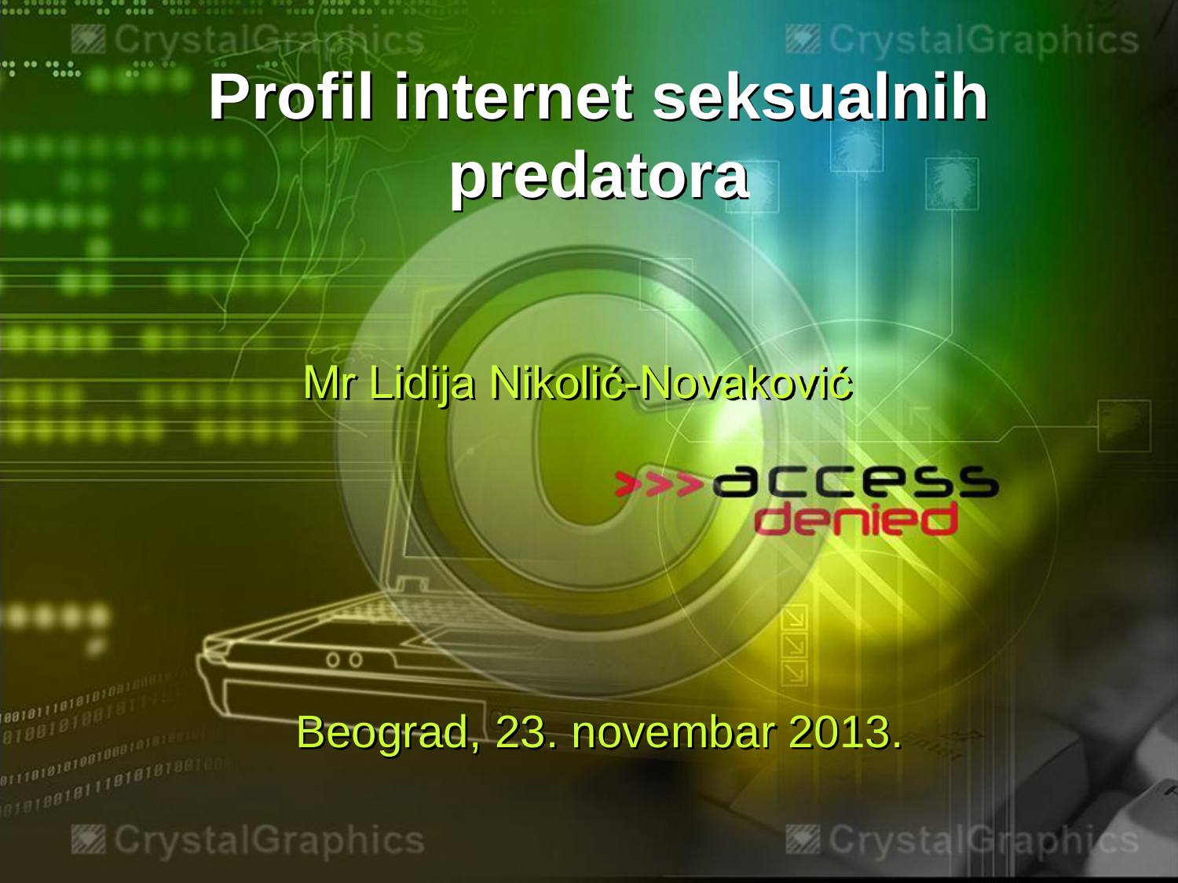# Profil internet seksualnih predatora

Mr Lidija Nikolić-Novaković

Beograd, 23. novembar 2013.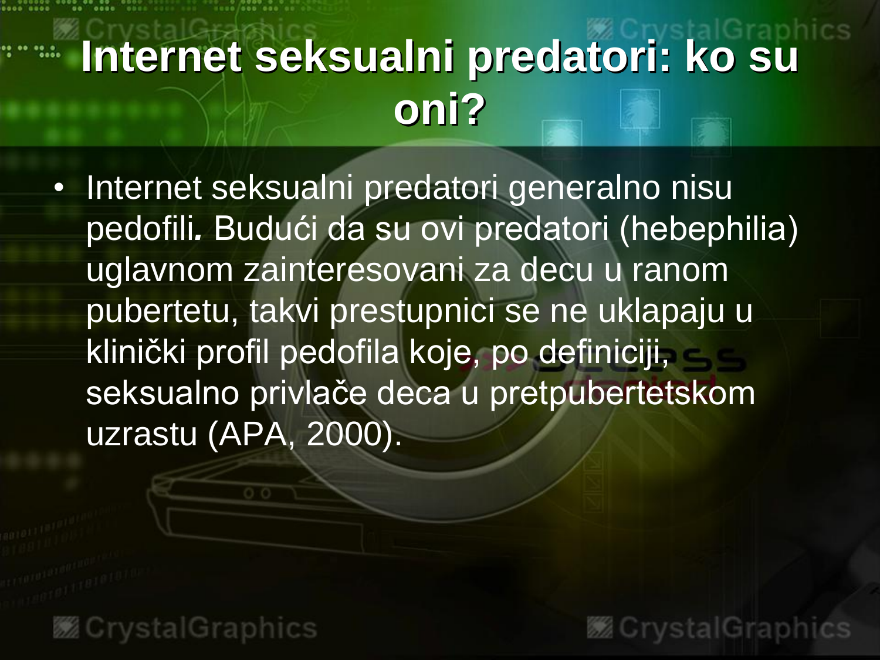# Internet seksualni predatori: ko su oni?

- Internet seksualni predatori generalno nisu pedofili. Budući da su ovi predatori (hebephilia) uglavnom zainteresovani za decu u ranom pubertetu, takvi prestupnici se ne uklapaju u klinički profil pedofila koje, po definiciji, seksualno privlače deca u pretpubertetskom uzrastu (APA, 2000).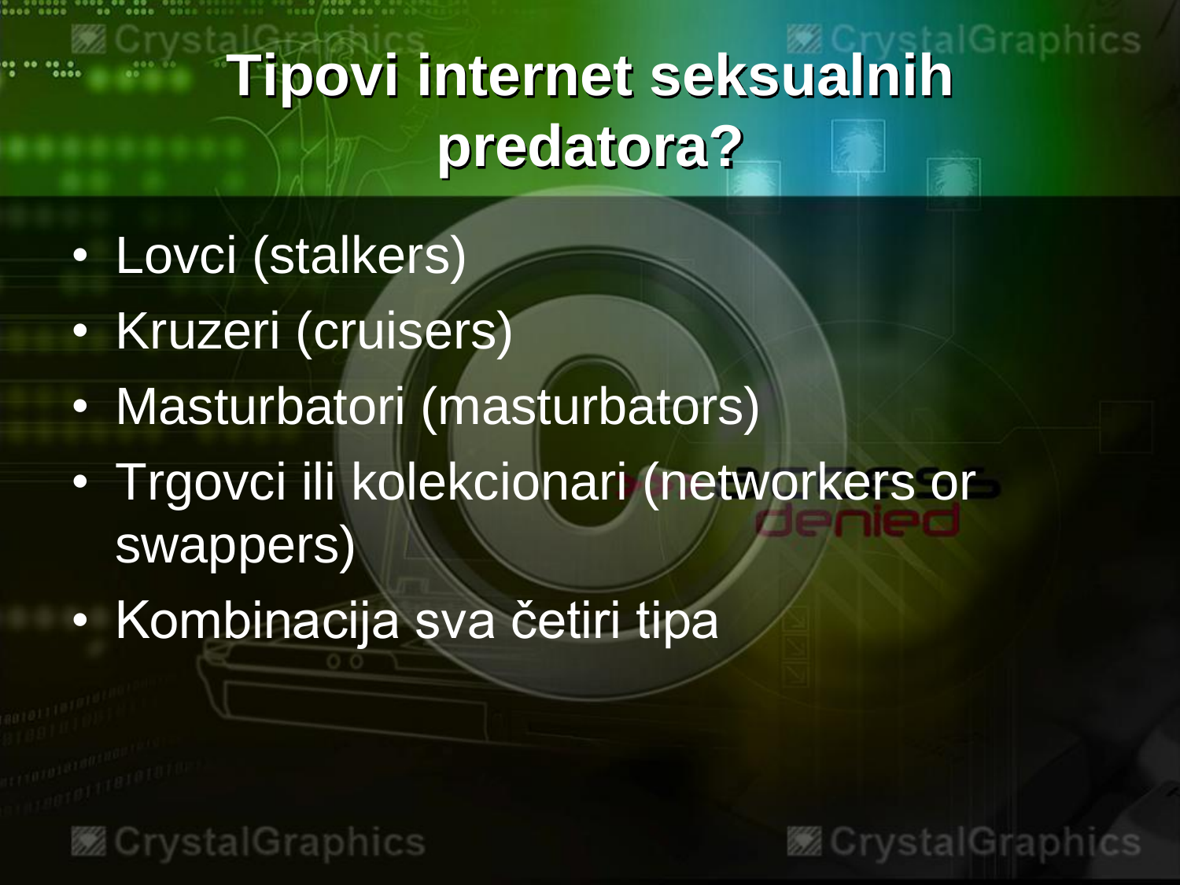# Tipovi internet seksualnih predatora?

- Lovci (stalkers)
- Kruzeri (cruisers)
- Masturbatori (masturbators)
- Trgovci ili kolekcionari (networkers or swappers)
- Kombinacija sva četiri tipa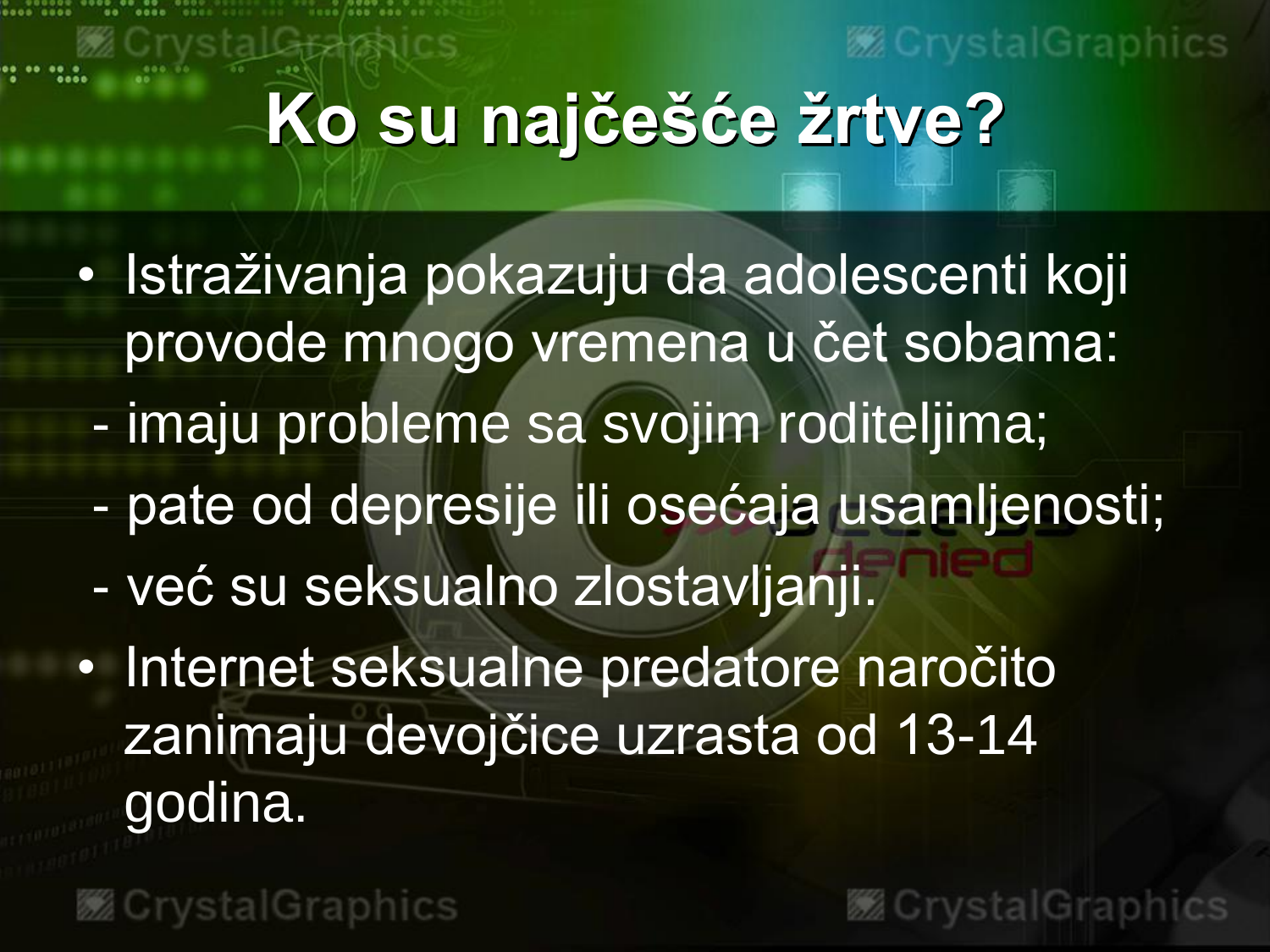# Ko su najčešće žrtve?

- Istraživanja pokazuju da adolescenti koji provode mnogo vremena u čet sobama:
  - imaju probleme sa svojim roditeljima;
  - pate od depresije ili osećaja usamljenosti;
  - već su seksualno zlostavljanji.
- Internet seksualne predatore naročito zanimaju devojčice uzrasta od 13-14 godina.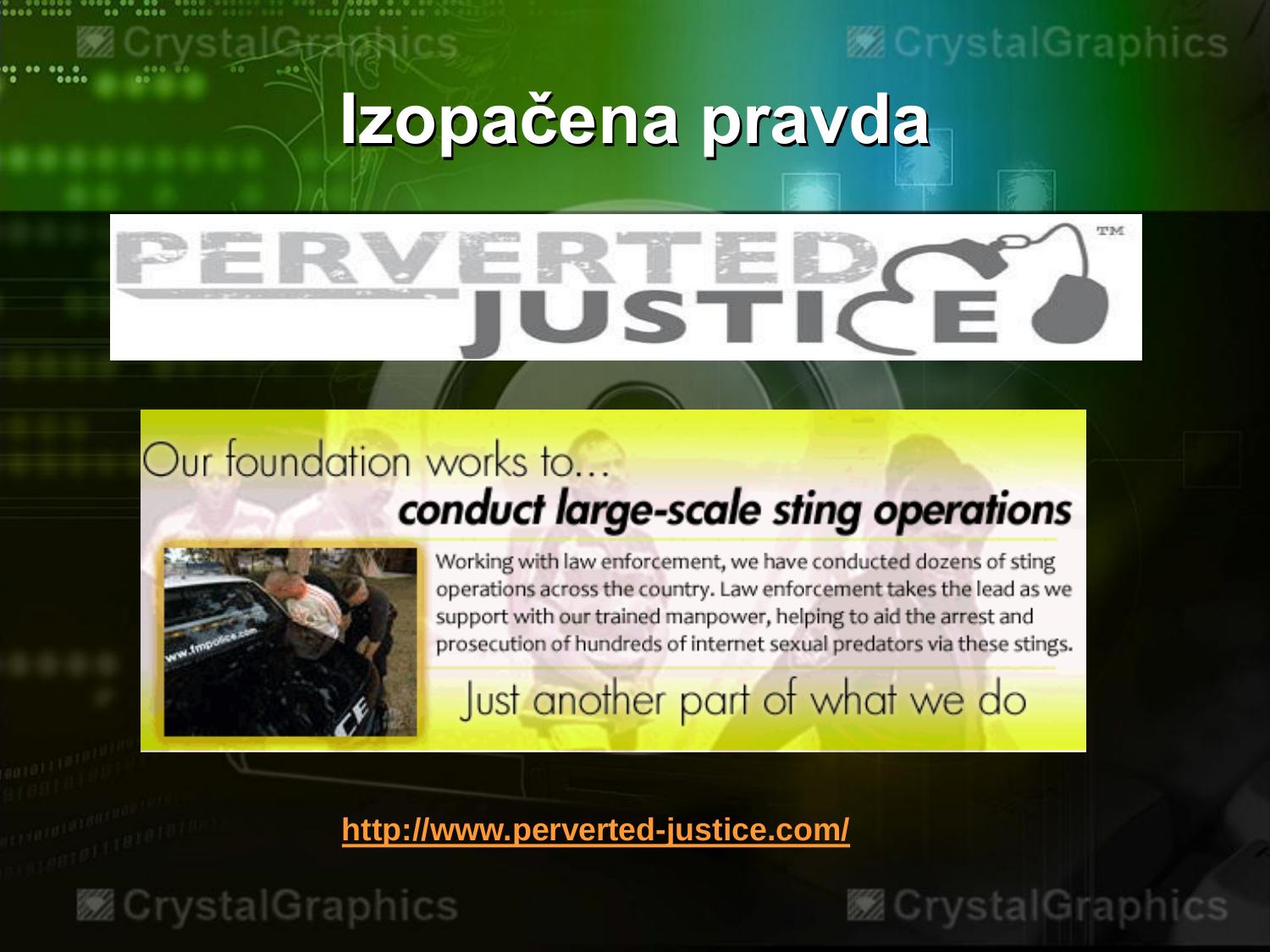# Izopačena pravda

PERVERTED JUSTICE™

Our foundation works to...

***conduct large-scale sting operations***

Working with law enforcement, we have conducted dozens of sting operations across the country. Law enforcement takes the lead as we support with our trained manpower, helping to aid the arrest and prosecution of hundreds of internet sexual predators via these stings.

Just another part of what we do

http://www.perverted-justice.com/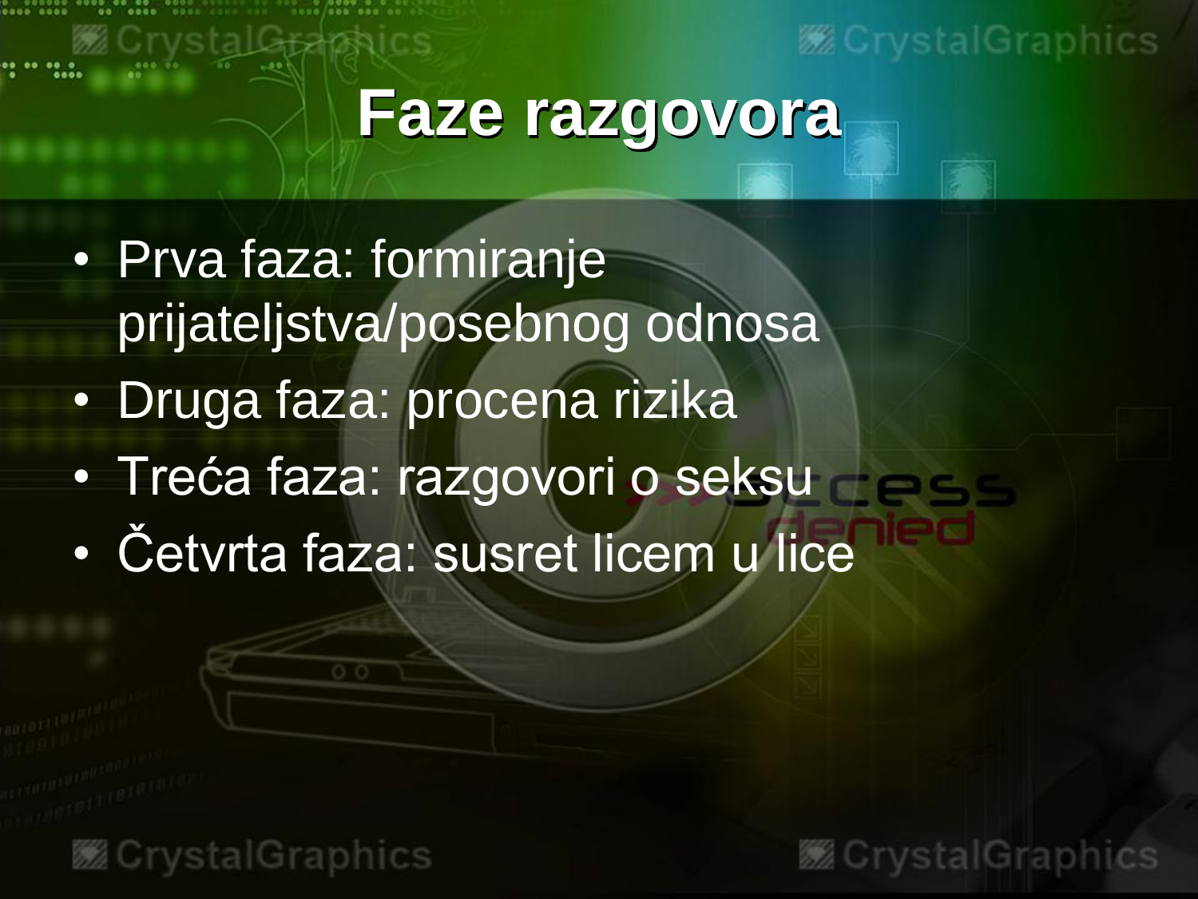# Faze razgovora

- Prva faza: formiranje prijateljstva/posebnog odnosa
- Druga faza: procena rizika
- Treća faza: razgovori o seksu
- Četvrta faza: susret licem u lice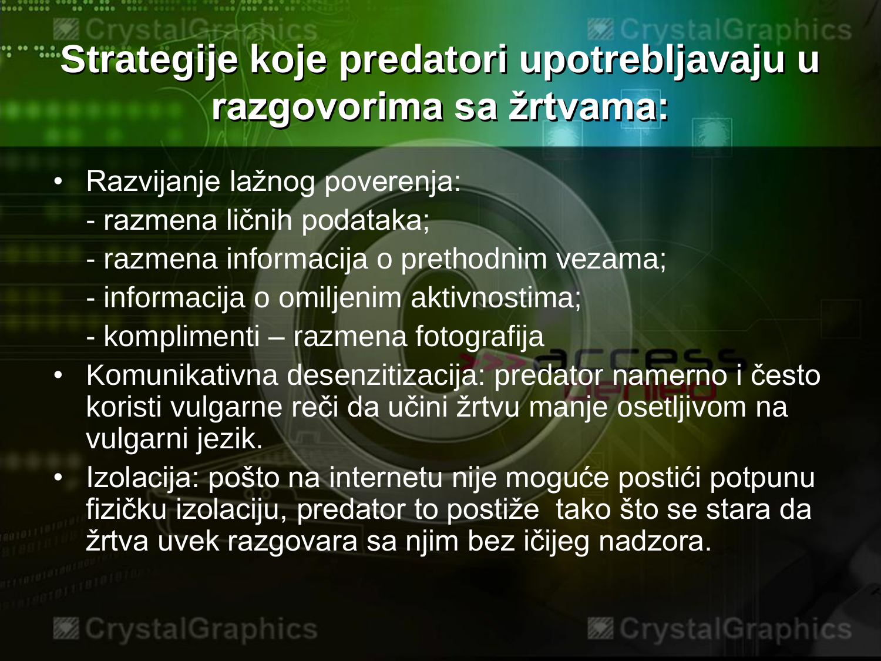# Strategije koje predatori upotrebljavaju u razgovorima sa žrtvama:

- Razvijanje lažnog poverenja:
  - razmena ličnih podataka;
  - razmena informacija o prethodnim vezama;
  - informacija o omiljenim aktivnostima;
  - komplimenti – razmena fotografija
- Komunikativna desenzitizacija: predator namerno i često koristi vulgarne reči da učini žrtvu manje osetljivom na vulgarni jezik.
- Izolacija: pošto na internetu nije moguće postići potpunu fizičku izolaciju, predator to postiže tako što se stara da žrtva uvek razgovara sa njim bez ičijeg nadzora.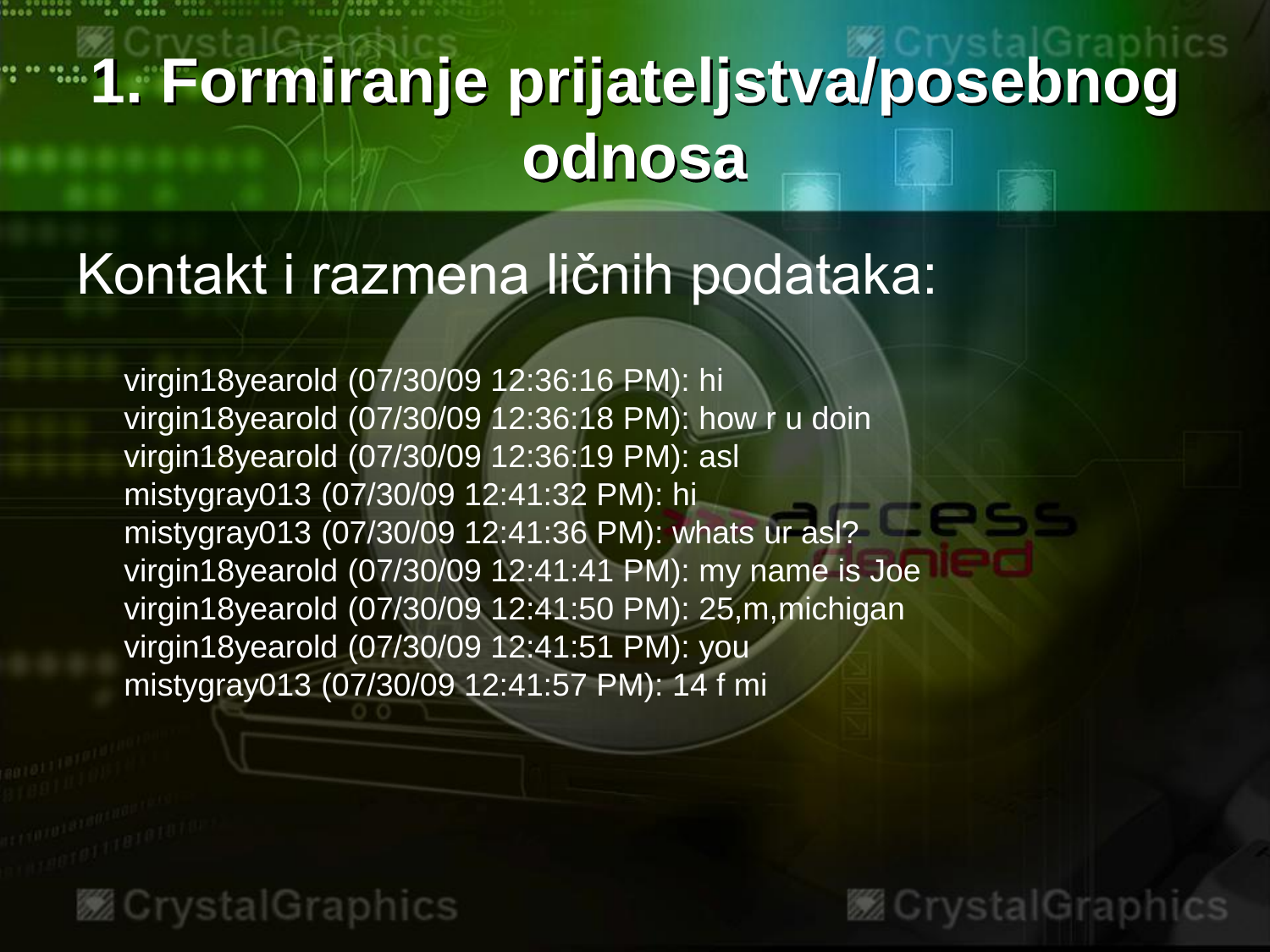# 1. Formiranje prijateljstva/posebnog odnosa

## Kontakt i razmena ličnih podataka:

virgin18yearold (07/30/09 12:36:16 PM): hi
virgin18yearold (07/30/09 12:36:18 PM): how r u doin
virgin18yearold (07/30/09 12:36:19 PM): asl
mistygray013 (07/30/09 12:41:32 PM): hi
mistygray013 (07/30/09 12:41:36 PM): whats ur asl?
virgin18yearold (07/30/09 12:41:41 PM): my name is Joe
virgin18yearold (07/30/09 12:41:50 PM): 25,m,michigan
virgin18yearold (07/30/09 12:41:51 PM): you
mistygray013 (07/30/09 12:41:57 PM): 14 f mi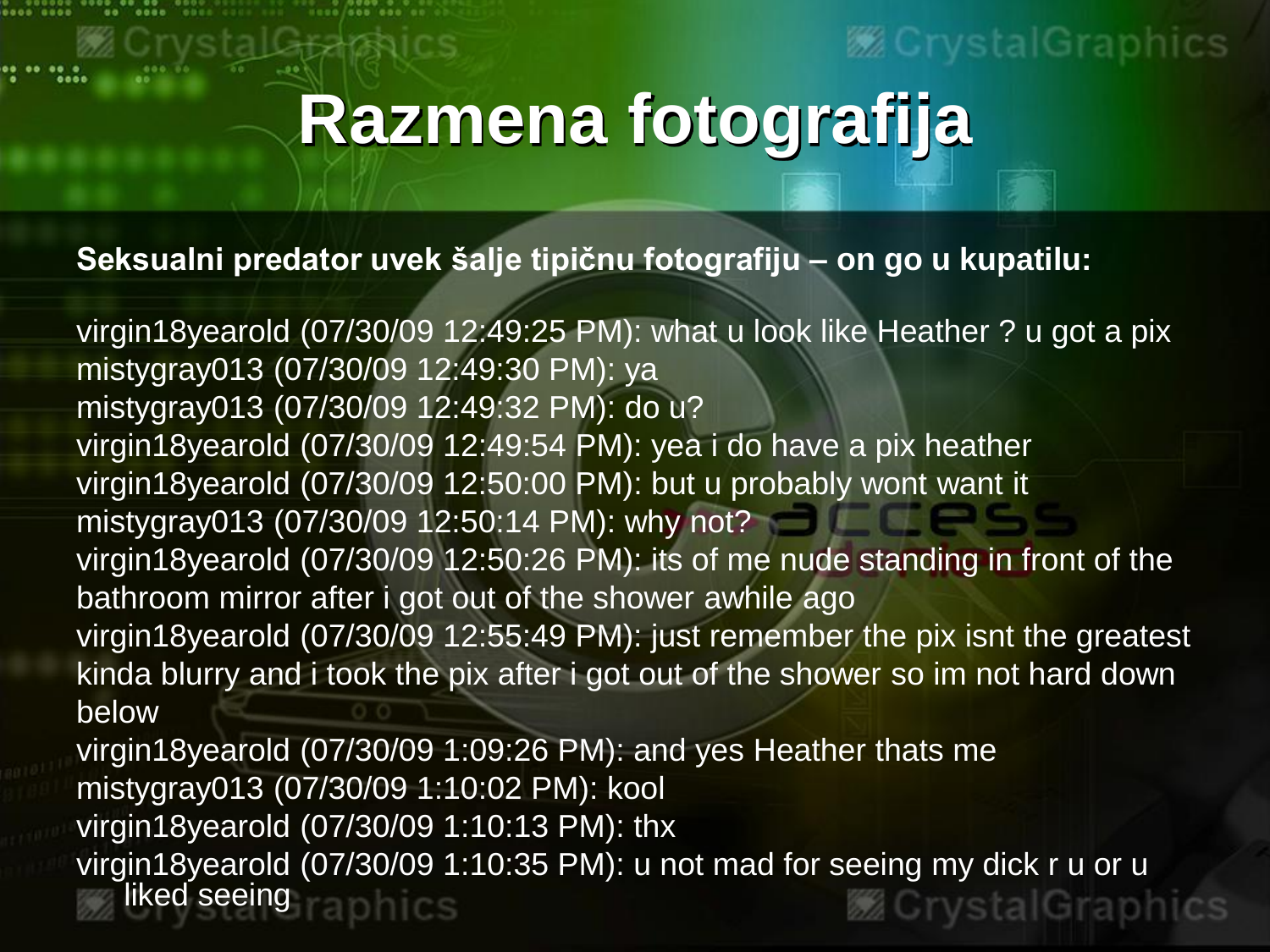# Razmena fotografija

**Seksualni predator uvek šalje tipičnu fotografiju – on go u kupatilu:**

virgin18yearold (07/30/09 12:49:25 PM): what u look like Heather ? u got a pix
mistygray013 (07/30/09 12:49:30 PM): ya
mistygray013 (07/30/09 12:49:32 PM): do u?
virgin18yearold (07/30/09 12:49:54 PM): yea i do have a pix heather
virgin18yearold (07/30/09 12:50:00 PM): but u probably wont want it
mistygray013 (07/30/09 12:50:14 PM): why not?
virgin18yearold (07/30/09 12:50:26 PM): its of me nude standing in front of the bathroom mirror after i got out of the shower awhile ago
virgin18yearold (07/30/09 12:55:49 PM): just remember the pix isnt the greatest kinda blurry and i took the pix after i got out of the shower so im not hard down below
virgin18yearold (07/30/09 1:09:26 PM): and yes Heather thats me
mistygray013 (07/30/09 1:10:02 PM): kool
virgin18yearold (07/30/09 1:10:13 PM): thx
virgin18yearold (07/30/09 1:10:35 PM): u not mad for seeing my dick r u or u liked seeing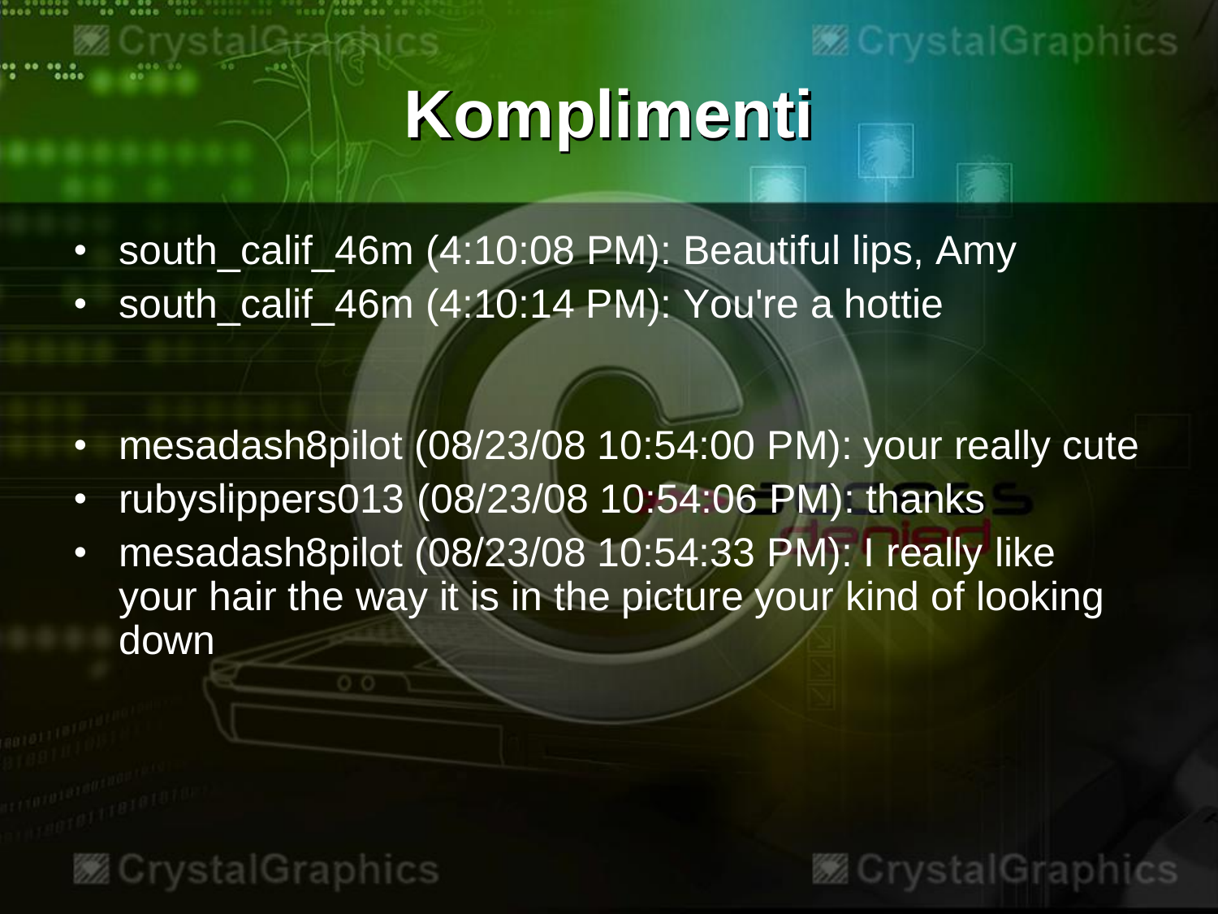# Komplimenti

- south_calif_46m (4:10:08 PM): Beautiful lips, Amy
- south_calif_46m (4:10:14 PM): You're a hottie

- mesadash8pilot (08/23/08 10:54:00 PM): your really cute
- rubyslippers013 (08/23/08 10:54:06 PM): thanks
- mesadash8pilot (08/23/08 10:54:33 PM): I really like your hair the way it is in the picture your kind of looking down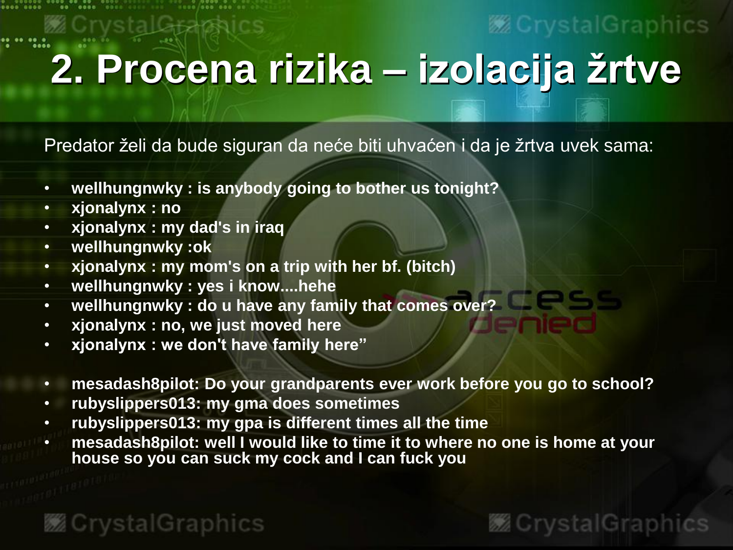# 2. Procena rizika – izolacija žrtve

Predator želi da bude siguran da neće biti uhvaćen i da je žrtva uvek sama:

- **wellhungnwky : is anybody going to bother us tonight?**
- **xjonalynx : no**
- **xjonalynx : my dad's in iraq**
- **wellhungnwky :ok**
- **xjonalynx : my mom's on a trip with her bf. (bitch)**
- **wellhungnwky : yes i know....hehe**
- **wellhungnwky : do u have any family that comes over?**
- **xjonalynx : no, we just moved here**
- **xjonalynx : we don't have family here"**

- **mesadash8pilot: Do your grandparents ever work before you go to school?**
- **rubyslippers013: my gma does sometimes**
- **rubyslippers013: my gpa is different times all the time**
- **mesadash8pilot: well I would like to time it to where no one is home at your house so you can suck my cock and I can fuck you**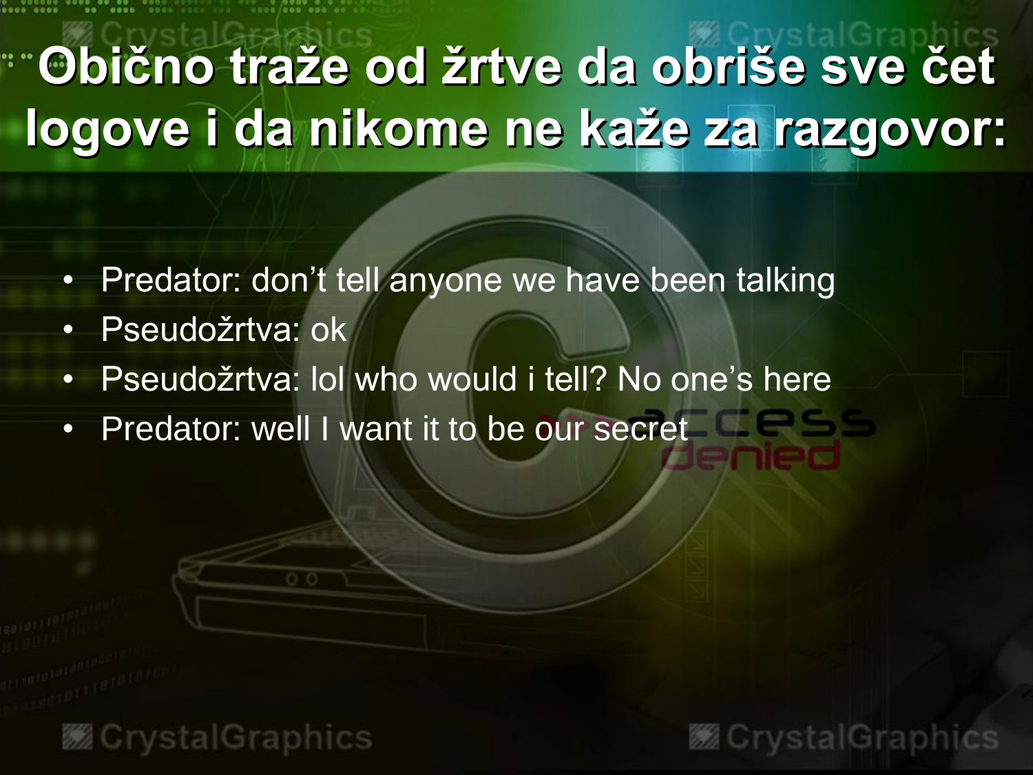# Obično traže od žrtve da obriše sve čet logove i da nikome ne kaže za razgovor:

- Predator: don't tell anyone we have been talking
- Pseudožrtva: ok
- Pseudožrtva: lol who would i tell? No one's here
- Predator: well I want it to be our secret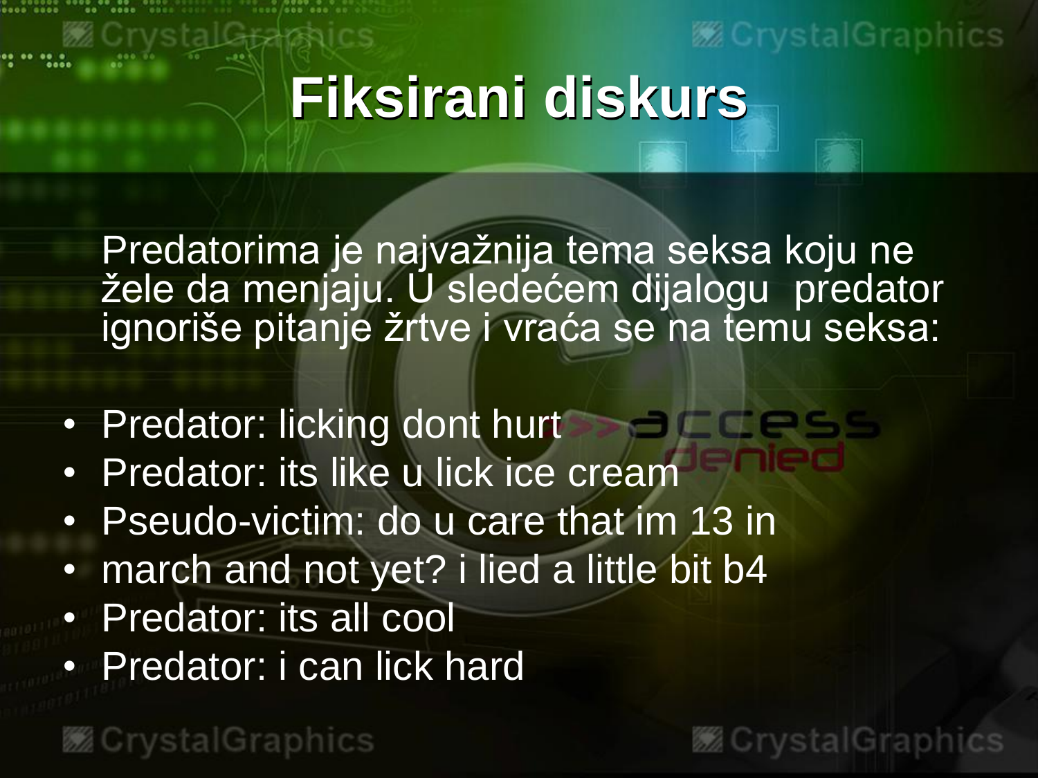# Fiksirani diskurs

Predatorima je najvažnija tema seksa koju ne žele da menjaju. U sledećem dijalogu predator ignoriše pitanje žrtve i vraća se na temu seksa:

- Predator: licking dont hurt
- Predator: its like u lick ice cream
- Pseudo-victim: do u care that im 13 in
- march and not yet? i lied a little bit b4
- Predator: its all cool
- Predator: i can lick hard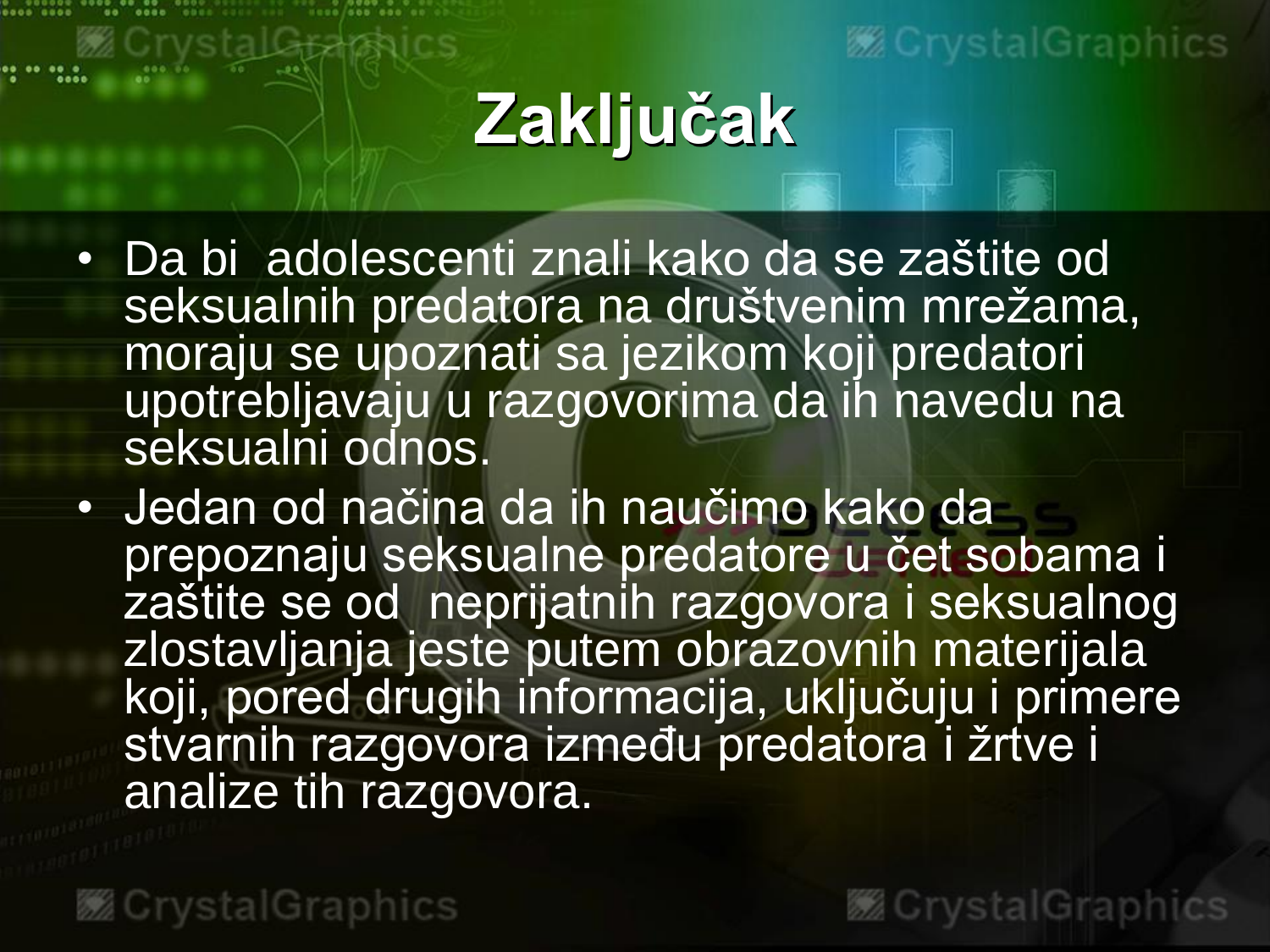# Zaključak

- Da bi adolescenti znali kako da se zaštite od seksualnih predatora na društvenim mrežama, moraju se upoznati sa jezikom koji predatori upotrebljavaju u razgovorima da ih navedu na seksualni odnos.
- Jedan od načina da ih naučimo kako da prepoznaju seksualne predatore u čet sobama i zaštite se od neprijatnih razgovora i seksualnog zlostavljanja jeste putem obrazovnih materijala koji, pored drugih informacija, uključuju i primere stvarnih razgovora između predatora i žrtve i analize tih razgovora.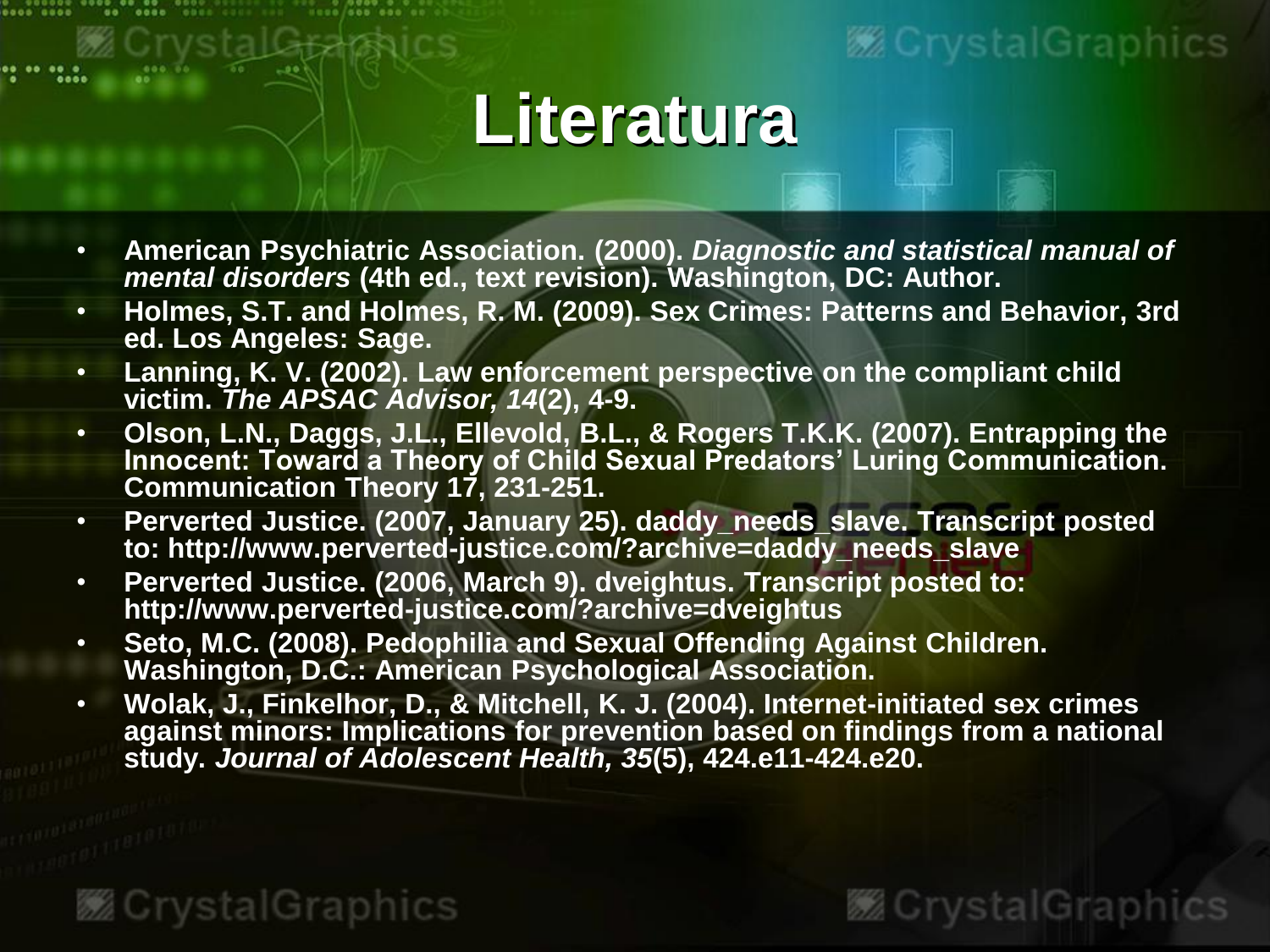# Literatura

- American Psychiatric Association. (2000). *Diagnostic and statistical manual of mental disorders* (4th ed., text revision). Washington, DC: Author.
- Holmes, S.T. and Holmes, R. M. (2009). Sex Crimes: Patterns and Behavior, 3rd ed. Los Angeles: Sage.
- Lanning, K. V. (2002). Law enforcement perspective on the compliant child victim. *The APSAC Advisor, 14*(2), 4-9.
- Olson, L.N., Daggs, J.L., Ellevold, B.L., & Rogers T.K.K. (2007). Entrapping the Innocent: Toward a Theory of Child Sexual Predators' Luring Communication. Communication Theory 17, 231-251.
- Perverted Justice. (2007, January 25). daddy_needs_slave. Transcript posted to: http://www.perverted-justice.com/?archive=daddy_needs_slave
- Perverted Justice. (2006, March 9). dveightus. Transcript posted to: http://www.perverted-justice.com/?archive=dveightus
- Seto, M.C. (2008). Pedophilia and Sexual Offending Against Children. Washington, D.C.: American Psychological Association.
- Wolak, J., Finkelhor, D., & Mitchell, K. J. (2004). Internet-initiated sex crimes against minors: Implications for prevention based on findings from a national study. *Journal of Adolescent Health, 35*(5), 424.e11-424.e20.